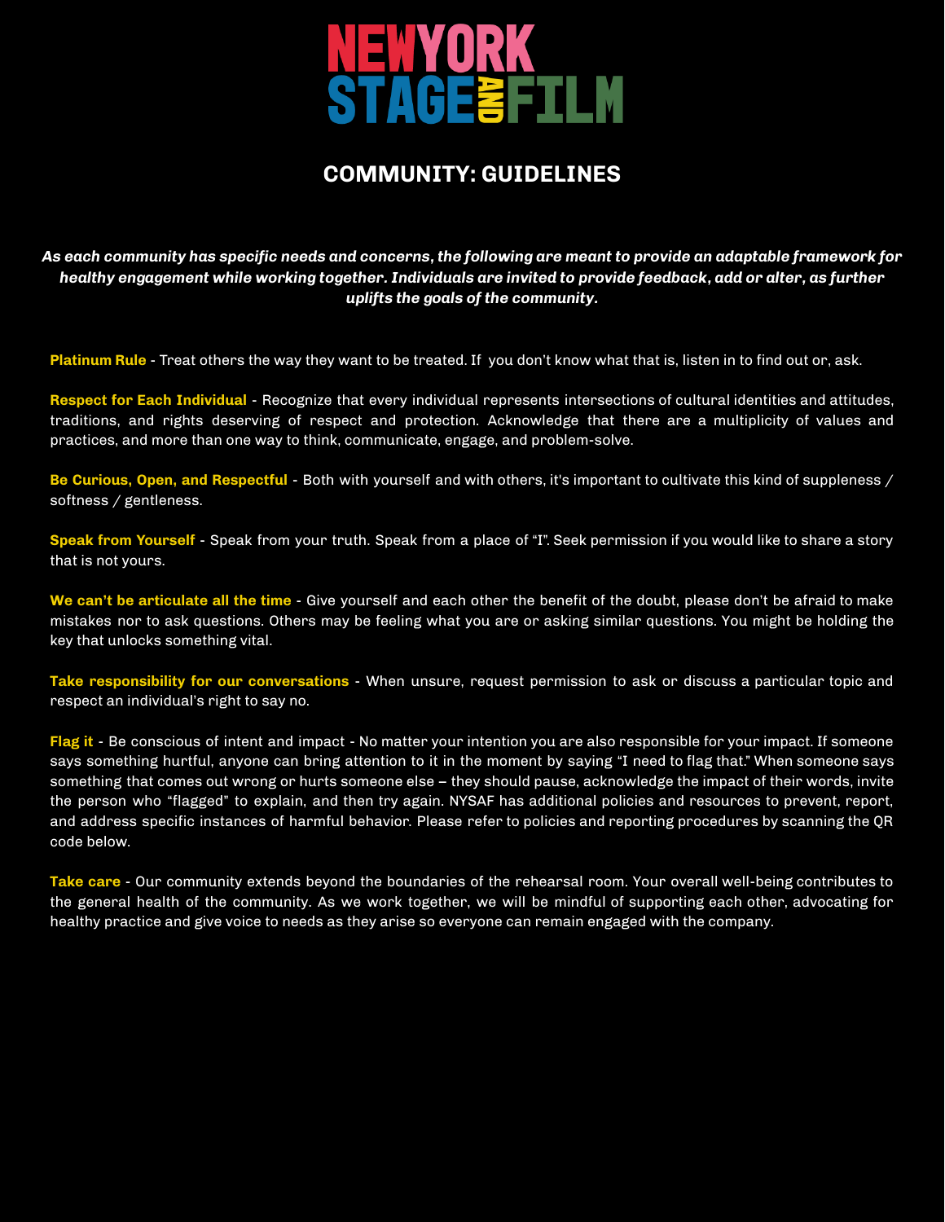# NEW YORK STAGE AND FILM

## COMMUNITY: GUIDELINES

***As each community has specific needs and concerns, the following are meant to provide an adaptable framework for healthy engagement while working together. Individuals are invited to provide feedback, add or alter, as further uplifts the goals of the community.***

**Platinum Rule** - Treat others the way they want to be treated. If you don't know what that is, listen in to find out or, ask.

**Respect for Each Individual** - Recognize that every individual represents intersections of cultural identities and attitudes, traditions, and rights deserving of respect and protection. Acknowledge that there are a multiplicity of values and practices, and more than one way to think, communicate, engage, and problem-solve.

**Be Curious, Open, and Respectful** - Both with yourself and with others, it's important to cultivate this kind of suppleness / softness / gentleness.

**Speak from Yourself** - Speak from your truth. Speak from a place of "I". Seek permission if you would like to share a story that is not yours.

**We can't be articulate all the time** - Give yourself and each other the benefit of the doubt, please don't be afraid to make mistakes nor to ask questions. Others may be feeling what you are or asking similar questions. You might be holding the key that unlocks something vital.

**Take responsibility for our conversations** - When unsure, request permission to ask or discuss a particular topic and respect an individual's right to say no.

**Flag it** - Be conscious of intent and impact - No matter your intention you are also responsible for your impact. If someone says something hurtful, anyone can bring attention to it in the moment by saying "I need to flag that." When someone says something that comes out wrong or hurts someone else – they should pause, acknowledge the impact of their words, invite the person who "flagged" to explain, and then try again. NYSAF has additional policies and resources to prevent, report, and address specific instances of harmful behavior. Please refer to policies and reporting procedures by scanning the QR code below.

**Take care** - Our community extends beyond the boundaries of the rehearsal room. Your overall well-being contributes to the general health of the community. As we work together, we will be mindful of supporting each other, advocating for healthy practice and give voice to needs as they arise so everyone can remain engaged with the company.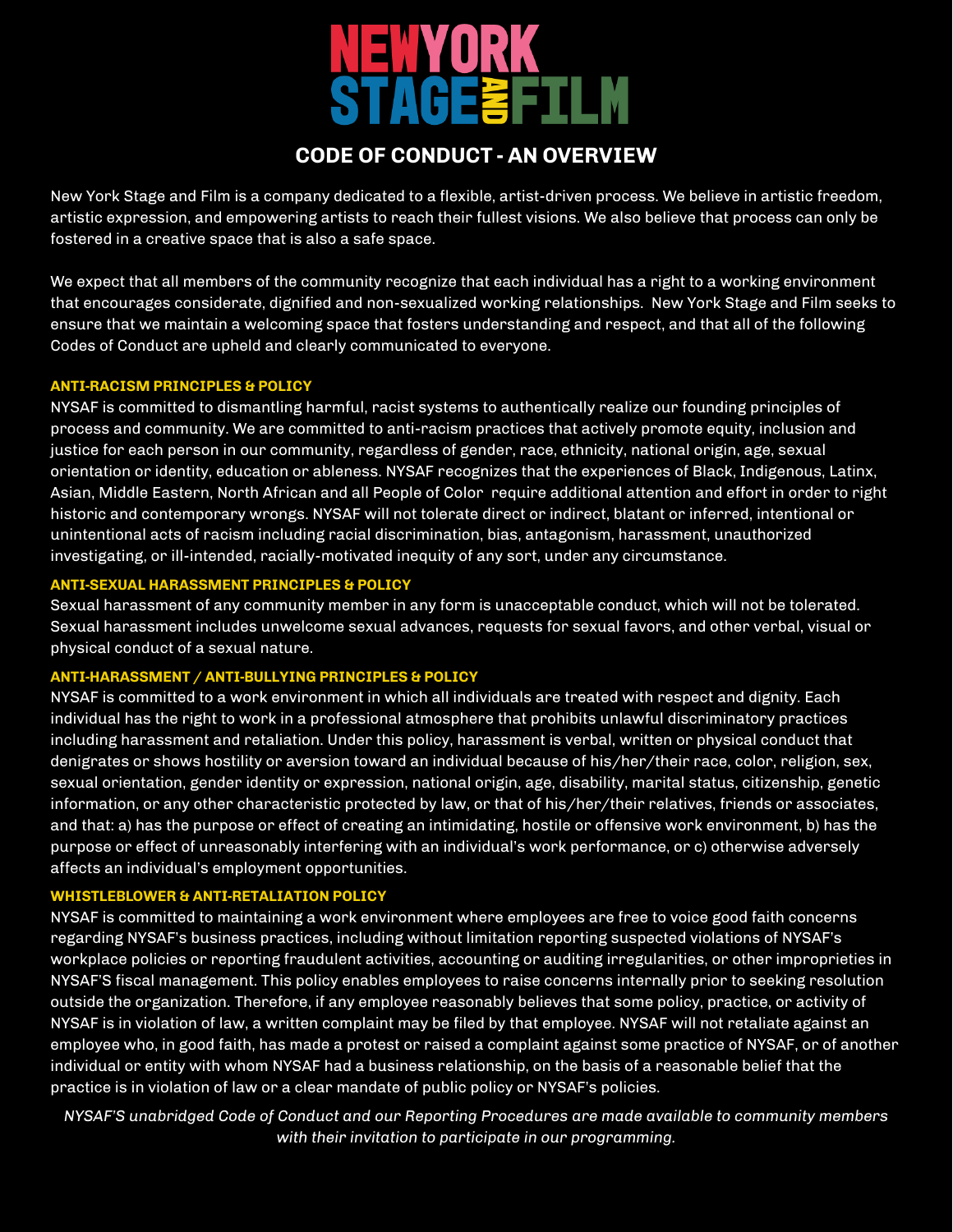# NEW YORK STAGE AND FILM

## CODE OF CONDUCT - AN OVERVIEW

New York Stage and Film is a company dedicated to a flexible, artist-driven process. We believe in artistic freedom, artistic expression, and empowering artists to reach their fullest visions. We also believe that process can only be fostered in a creative space that is also a safe space.

We expect that all members of the community recognize that each individual has a right to a working environment that encourages considerate, dignified and non-sexualized working relationships. New York Stage and Film seeks to ensure that we maintain a welcoming space that fosters understanding and respect, and that all of the following Codes of Conduct are upheld and clearly communicated to everyone.

### ANTI-RACISM PRINCIPLES & POLICY

NYSAF is committed to dismantling harmful, racist systems to authentically realize our founding principles of process and community. We are committed to anti-racism practices that actively promote equity, inclusion and justice for each person in our community, regardless of gender, race, ethnicity, national origin, age, sexual orientation or identity, education or ableness. NYSAF recognizes that the experiences of Black, Indigenous, Latinx, Asian, Middle Eastern, North African and all People of Color require additional attention and effort in order to right historic and contemporary wrongs. NYSAF will not tolerate direct or indirect, blatant or inferred, intentional or unintentional acts of racism including racial discrimination, bias, antagonism, harassment, unauthorized investigating, or ill-intended, racially-motivated inequity of any sort, under any circumstance.

### ANTI-SEXUAL HARASSMENT PRINCIPLES & POLICY

Sexual harassment of any community member in any form is unacceptable conduct, which will not be tolerated. Sexual harassment includes unwelcome sexual advances, requests for sexual favors, and other verbal, visual or physical conduct of a sexual nature.

### ANTI-HARASSMENT / ANTI-BULLYING PRINCIPLES & POLICY

NYSAF is committed to a work environment in which all individuals are treated with respect and dignity. Each individual has the right to work in a professional atmosphere that prohibits unlawful discriminatory practices including harassment and retaliation. Under this policy, harassment is verbal, written or physical conduct that denigrates or shows hostility or aversion toward an individual because of his/her/their race, color, religion, sex, sexual orientation, gender identity or expression, national origin, age, disability, marital status, citizenship, genetic information, or any other characteristic protected by law, or that of his/her/their relatives, friends or associates, and that: a) has the purpose or effect of creating an intimidating, hostile or offensive work environment, b) has the purpose or effect of unreasonably interfering with an individual's work performance, or c) otherwise adversely affects an individual's employment opportunities.

### WHISTLEBLOWER & ANTI-RETALIATION POLICY

NYSAF is committed to maintaining a work environment where employees are free to voice good faith concerns regarding NYSAF's business practices, including without limitation reporting suspected violations of NYSAF's workplace policies or reporting fraudulent activities, accounting or auditing irregularities, or other improprieties in NYSAF'S fiscal management. This policy enables employees to raise concerns internally prior to seeking resolution outside the organization. Therefore, if any employee reasonably believes that some policy, practice, or activity of NYSAF is in violation of law, a written complaint may be filed by that employee. NYSAF will not retaliate against an employee who, in good faith, has made a protest or raised a complaint against some practice of NYSAF, or of another individual or entity with whom NYSAF had a business relationship, on the basis of a reasonable belief that the practice is in violation of law or a clear mandate of public policy or NYSAF's policies.

*NYSAF'S unabridged Code of Conduct and our Reporting Procedures are made available to community members with their invitation to participate in our programming.*